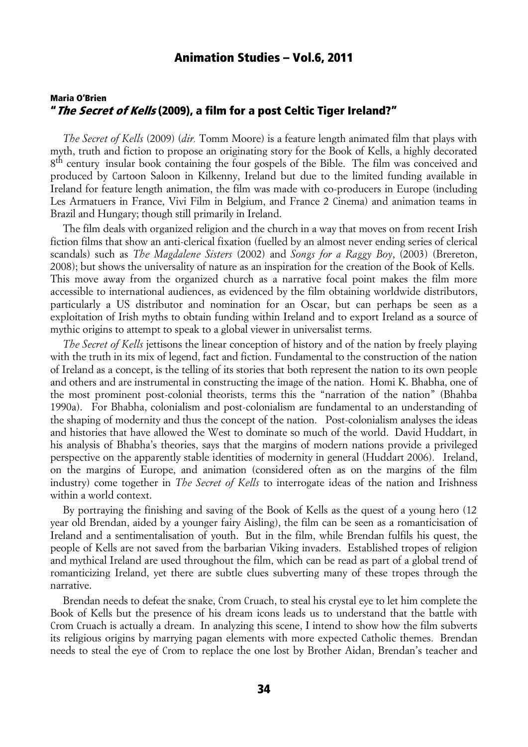### Maria O'Brien
### "*The Secret of Kells* (2009), a film for a post Celtic Tiger Ireland?"

*The Secret of Kells* (2009) (*dir.* Tomm Moore) is a feature length animated film that plays with myth, truth and fiction to propose an originating story for the Book of Kells, a highly decorated 8th century insular book containing the four gospels of the Bible. The film was conceived and produced by Cartoon Saloon in Kilkenny, Ireland but due to the limited funding available in Ireland for feature length animation, the film was made with co-producers in Europe (including Les Armatuers in France, Vivi Film in Belgium, and France 2 Cinema) and animation teams in Brazil and Hungary; though still primarily in Ireland.

The film deals with organized religion and the church in a way that moves on from recent Irish fiction films that show an anti-clerical fixation (fuelled by an almost never ending series of clerical scandals) such as *The Magdalene Sisters* (2002) and *Songs for a Raggy Boy*, (2003) (Brereton, 2008); but shows the universality of nature as an inspiration for the creation of the Book of Kells. This move away from the organized church as a narrative focal point makes the film more accessible to international audiences, as evidenced by the film obtaining worldwide distributors, particularly a US distributor and nomination for an Oscar, but can perhaps be seen as a exploitation of Irish myths to obtain funding within Ireland and to export Ireland as a source of mythic origins to attempt to speak to a global viewer in universalist terms.

*The Secret of Kells* jettisons the linear conception of history and of the nation by freely playing with the truth in its mix of legend, fact and fiction. Fundamental to the construction of the nation of Ireland as a concept, is the telling of its stories that both represent the nation to its own people and others and are instrumental in constructing the image of the nation. Homi K. Bhabha, one of the most prominent post-colonial theorists, terms this the "narration of the nation" (Bhahba 1990a). For Bhabha, colonialism and post-colonialism are fundamental to an understanding of the shaping of modernity and thus the concept of the nation. Post-colonialism analyses the ideas and histories that have allowed the West to dominate so much of the world. David Huddart, in his analysis of Bhabha's theories, says that the margins of modern nations provide a privileged perspective on the apparently stable identities of modernity in general (Huddart 2006). Ireland, on the margins of Europe, and animation (considered often as on the margins of the film industry) come together in *The Secret of Kells* to interrogate ideas of the nation and Irishness within a world context.

By portraying the finishing and saving of the Book of Kells as the quest of a young hero (12 year old Brendan, aided by a younger fairy Aisling), the film can be seen as a romanticisation of Ireland and a sentimentalisation of youth. But in the film, while Brendan fulfils his quest, the people of Kells are not saved from the barbarian Viking invaders. Established tropes of religion and mythical Ireland are used throughout the film, which can be read as part of a global trend of romanticizing Ireland, yet there are subtle clues subverting many of these tropes through the narrative.

Brendan needs to defeat the snake, Crom Cruach, to steal his crystal eye to let him complete the Book of Kells but the presence of his dream icons leads us to understand that the battle with Crom Cruach is actually a dream. In analyzing this scene, I intend to show how the film subverts its religious origins by marrying pagan elements with more expected Catholic themes. Brendan needs to steal the eye of Crom to replace the one lost by Brother Aidan, Brendan's teacher and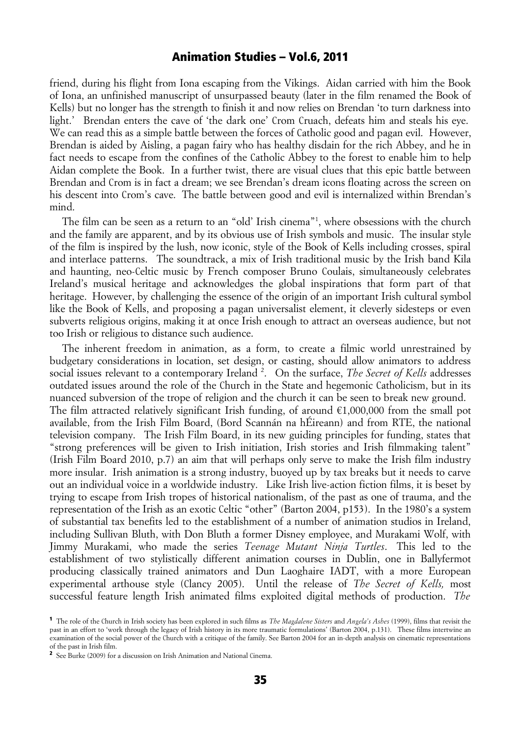friend, during his flight from Iona escaping from the Vikings. Aidan carried with him the Book of Iona, an unfinished manuscript of unsurpassed beauty (later in the film renamed the Book of Kells) but no longer has the strength to finish it and now relies on Brendan 'to turn darkness into light.' Brendan enters the cave of 'the dark one' Crom Cruach, defeats him and steals his eye. We can read this as a simple battle between the forces of Catholic good and pagan evil. However, Brendan is aided by Aisling, a pagan fairy who has healthy disdain for the rich Abbey, and he in fact needs to escape from the confines of the Catholic Abbey to the forest to enable him to help Aidan complete the Book. In a further twist, there are visual clues that this epic battle between Brendan and Crom is in fact a dream; we see Brendan's dream icons floating across the screen on his descent into Crom's cave. The battle between good and evil is internalized within Brendan's mind.

The film can be seen as a return to an "old' Irish cinema"[1], where obsessions with the church and the family are apparent, and by its obvious use of Irish symbols and music. The insular style of the film is inspired by the lush, now iconic, style of the Book of Kells including crosses, spiral and interlace patterns. The soundtrack, a mix of Irish traditional music by the Irish band Kila and haunting, neo-Celtic music by French composer Bruno Coulais, simultaneously celebrates Ireland's musical heritage and acknowledges the global inspirations that form part of that heritage. However, by challenging the essence of the origin of an important Irish cultural symbol like the Book of Kells, and proposing a pagan universalist element, it cleverly sidesteps or even subverts religious origins, making it at once Irish enough to attract an overseas audience, but not too Irish or religious to distance such audience.

The inherent freedom in animation, as a form, to create a filmic world unrestrained by budgetary considerations in location, set design, or casting, should allow animators to address social issues relevant to a contemporary Ireland [2]. On the surface, *The Secret of Kells* addresses outdated issues around the role of the Church in the State and hegemonic Catholicism, but in its nuanced subversion of the trope of religion and the church it can be seen to break new ground. The film attracted relatively significant Irish funding, of around €1,000,000 from the small pot available, from the Irish Film Board, (Bord Scannán na hÉireann) and from RTE, the national television company. The Irish Film Board, in its new guiding principles for funding, states that "strong preferences will be given to Irish initiation, Irish stories and Irish filmmaking talent" (Irish Film Board 2010, p.7) an aim that will perhaps only serve to make the Irish film industry more insular. Irish animation is a strong industry, buoyed up by tax breaks but it needs to carve out an individual voice in a worldwide industry. Like Irish live-action fiction films, it is beset by trying to escape from Irish tropes of historical nationalism, of the past as one of trauma, and the representation of the Irish as an exotic Celtic "other" (Barton 2004, p153). In the 1980's a system of substantial tax benefits led to the establishment of a number of animation studios in Ireland, including Sullivan Bluth, with Don Bluth a former Disney employee, and Murakami Wolf, with Jimmy Murakami, who made the series *Teenage Mutant Ninja Turtles*. This led to the establishment of two stylistically different animation courses in Dublin, one in Ballyfermot producing classically trained animators and Dun Laoghaire IADT, with a more European experimental arthouse style (Clancy 2005). Until the release of *The Secret of Kells,* most successful feature length Irish animated films exploited digital methods of production. *The*

[1] The role of the Church in Irish society has been explored in such films as *The Magdalene Sisters* and *Angela's Ashes* (1999), films that revisit the past in an effort to 'work through the legacy of Irish history in its more traumatic formulations' (Barton 2004, p.131). These films intertwine an examination of the social power of the Church with a critique of the family. See Barton 2004 for an in-depth analysis on cinematic representations of the past in Irish film.

[2] See Burke (2009) for a discussion on Irish Animation and National Cinema.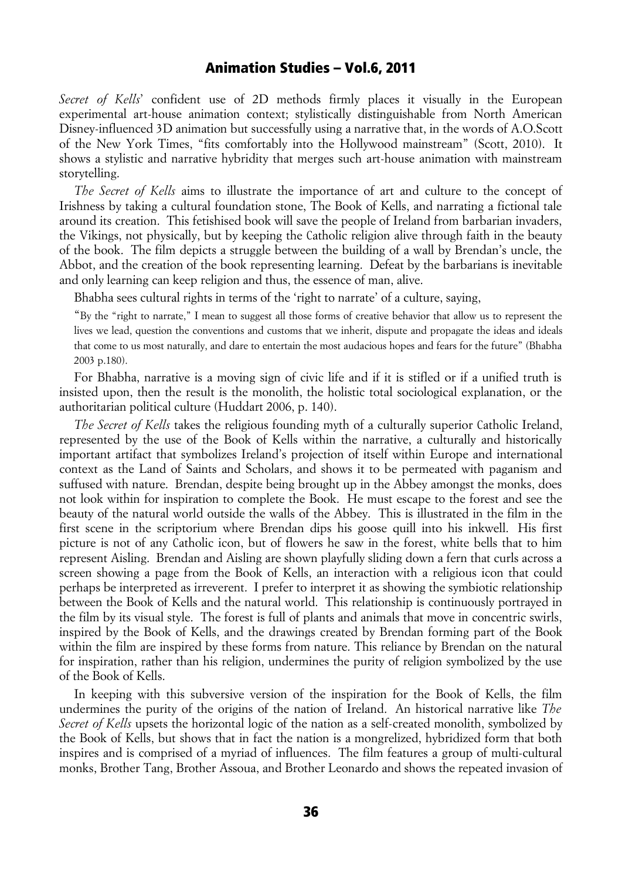*Secret of Kells*' confident use of 2D methods firmly places it visually in the European experimental art-house animation context; stylistically distinguishable from North American Disney-influenced 3D animation but successfully using a narrative that, in the words of A.O.Scott of the New York Times, "fits comfortably into the Hollywood mainstream" (Scott, 2010). It shows a stylistic and narrative hybridity that merges such art-house animation with mainstream storytelling.

*The Secret of Kells* aims to illustrate the importance of art and culture to the concept of Irishness by taking a cultural foundation stone, The Book of Kells, and narrating a fictional tale around its creation. This fetishised book will save the people of Ireland from barbarian invaders, the Vikings, not physically, but by keeping the Catholic religion alive through faith in the beauty of the book. The film depicts a struggle between the building of a wall by Brendan's uncle, the Abbot, and the creation of the book representing learning. Defeat by the barbarians is inevitable and only learning can keep religion and thus, the essence of man, alive.

Bhabha sees cultural rights in terms of the 'right to narrate' of a culture, saying,

> "By the "right to narrate," I mean to suggest all those forms of creative behavior that allow us to represent the lives we lead, question the conventions and customs that we inherit, dispute and propagate the ideas and ideals that come to us most naturally, and dare to entertain the most audacious hopes and fears for the future" (Bhabha 2003 p.180).

For Bhabha, narrative is a moving sign of civic life and if it is stifled or if a unified truth is insisted upon, then the result is the monolith, the holistic total sociological explanation, or the authoritarian political culture (Huddart 2006, p. 140).

*The Secret of Kells* takes the religious founding myth of a culturally superior Catholic Ireland, represented by the use of the Book of Kells within the narrative, a culturally and historically important artifact that symbolizes Ireland's projection of itself within Europe and international context as the Land of Saints and Scholars, and shows it to be permeated with paganism and suffused with nature. Brendan, despite being brought up in the Abbey amongst the monks, does not look within for inspiration to complete the Book. He must escape to the forest and see the beauty of the natural world outside the walls of the Abbey. This is illustrated in the film in the first scene in the scriptorium where Brendan dips his goose quill into his inkwell. His first picture is not of any Catholic icon, but of flowers he saw in the forest, white bells that to him represent Aisling. Brendan and Aisling are shown playfully sliding down a fern that curls across a screen showing a page from the Book of Kells, an interaction with a religious icon that could perhaps be interpreted as irreverent. I prefer to interpret it as showing the symbiotic relationship between the Book of Kells and the natural world. This relationship is continuously portrayed in the film by its visual style. The forest is full of plants and animals that move in concentric swirls, inspired by the Book of Kells, and the drawings created by Brendan forming part of the Book within the film are inspired by these forms from nature. This reliance by Brendan on the natural for inspiration, rather than his religion, undermines the purity of religion symbolized by the use of the Book of Kells.

In keeping with this subversive version of the inspiration for the Book of Kells, the film undermines the purity of the origins of the nation of Ireland. An historical narrative like *The Secret of Kells* upsets the horizontal logic of the nation as a self-created monolith, symbolized by the Book of Kells, but shows that in fact the nation is a mongrelized, hybridized form that both inspires and is comprised of a myriad of influences. The film features a group of multi-cultural monks, Brother Tang, Brother Assoua, and Brother Leonardo and shows the repeated invasion of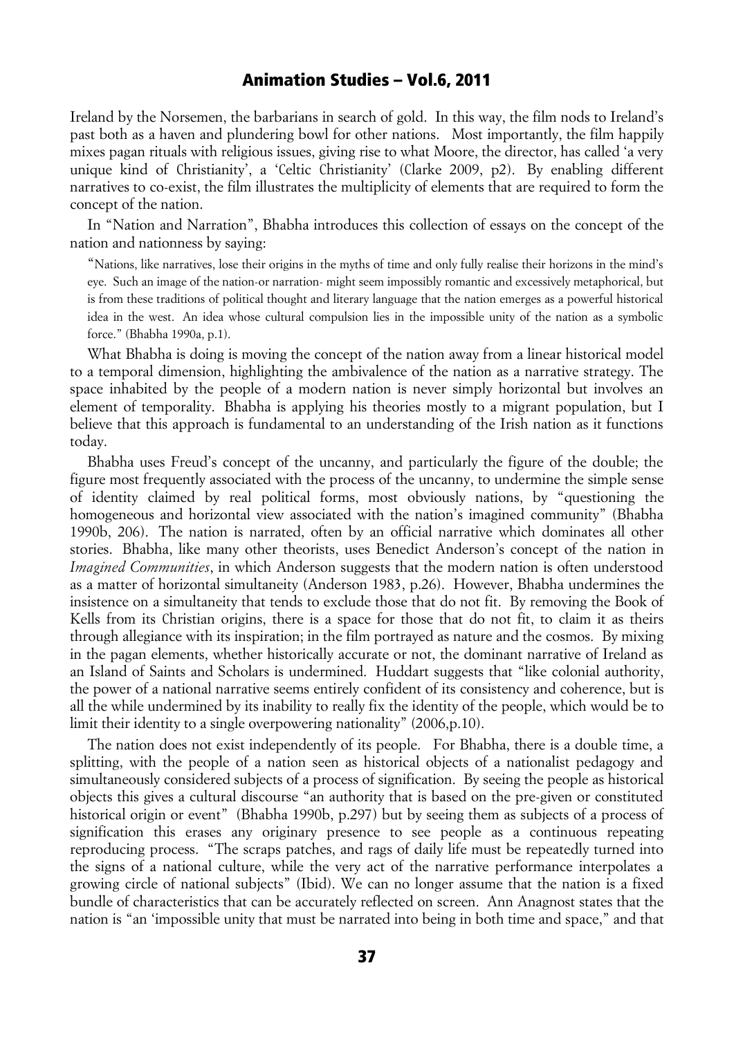Ireland by the Norsemen, the barbarians in search of gold. In this way, the film nods to Ireland's past both as a haven and plundering bowl for other nations. Most importantly, the film happily mixes pagan rituals with religious issues, giving rise to what Moore, the director, has called 'a very unique kind of Christianity', a 'Celtic Christianity' (Clarke 2009, p2). By enabling different narratives to co-exist, the film illustrates the multiplicity of elements that are required to form the concept of the nation.

In "Nation and Narration", Bhabha introduces this collection of essays on the concept of the nation and nationness by saying:

> "Nations, like narratives, lose their origins in the myths of time and only fully realise their horizons in the mind's eye. Such an image of the nation-or narration- might seem impossibly romantic and excessively metaphorical, but is from these traditions of political thought and literary language that the nation emerges as a powerful historical idea in the west. An idea whose cultural compulsion lies in the impossible unity of the nation as a symbolic force." (Bhabha 1990a, p.1).

What Bhabha is doing is moving the concept of the nation away from a linear historical model to a temporal dimension, highlighting the ambivalence of the nation as a narrative strategy. The space inhabited by the people of a modern nation is never simply horizontal but involves an element of temporality. Bhabha is applying his theories mostly to a migrant population, but I believe that this approach is fundamental to an understanding of the Irish nation as it functions today.

Bhabha uses Freud's concept of the uncanny, and particularly the figure of the double; the figure most frequently associated with the process of the uncanny, to undermine the simple sense of identity claimed by real political forms, most obviously nations, by "questioning the homogeneous and horizontal view associated with the nation's imagined community" (Bhabha 1990b, 206). The nation is narrated, often by an official narrative which dominates all other stories. Bhabha, like many other theorists, uses Benedict Anderson's concept of the nation in *Imagined Communities*, in which Anderson suggests that the modern nation is often understood as a matter of horizontal simultaneity (Anderson 1983, p.26). However, Bhabha undermines the insistence on a simultaneity that tends to exclude those that do not fit. By removing the Book of Kells from its Christian origins, there is a space for those that do not fit, to claim it as theirs through allegiance with its inspiration; in the film portrayed as nature and the cosmos. By mixing in the pagan elements, whether historically accurate or not, the dominant narrative of Ireland as an Island of Saints and Scholars is undermined. Huddart suggests that "like colonial authority, the power of a national narrative seems entirely confident of its consistency and coherence, but is all the while undermined by its inability to really fix the identity of the people, which would be to limit their identity to a single overpowering nationality" (2006,p.10).

The nation does not exist independently of its people. For Bhabha, there is a double time, a splitting, with the people of a nation seen as historical objects of a nationalist pedagogy and simultaneously considered subjects of a process of signification. By seeing the people as historical objects this gives a cultural discourse "an authority that is based on the pre-given or constituted historical origin or event" (Bhabha 1990b, p.297) but by seeing them as subjects of a process of signification this erases any originary presence to see people as a continuous repeating reproducing process. "The scraps patches, and rags of daily life must be repeatedly turned into the signs of a national culture, while the very act of the narrative performance interpolates a growing circle of national subjects" (Ibid). We can no longer assume that the nation is a fixed bundle of characteristics that can be accurately reflected on screen. Ann Anagnost states that the nation is "an 'impossible unity that must be narrated into being in both time and space," and that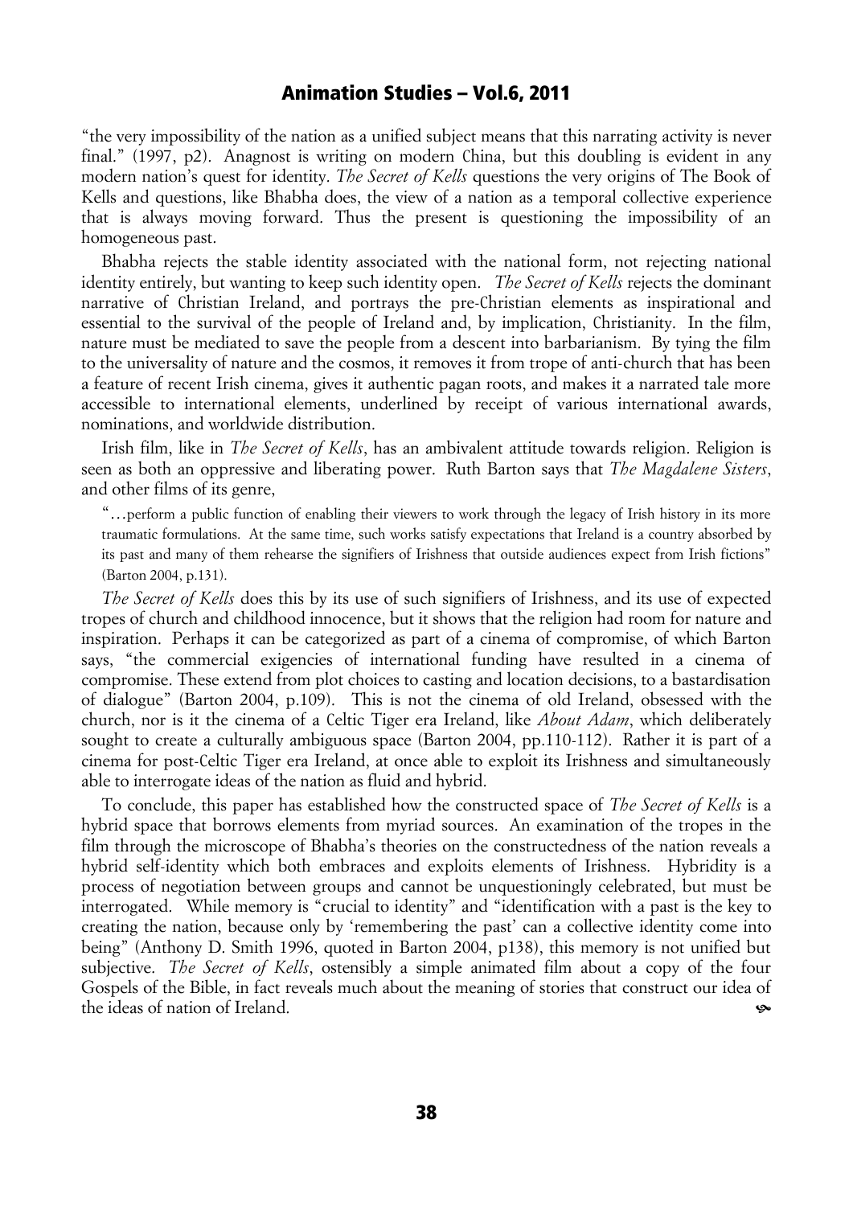"the very impossibility of the nation as a unified subject means that this narrating activity is never final." (1997, p2). Anagnost is writing on modern China, but this doubling is evident in any modern nation's quest for identity. *The Secret of Kells* questions the very origins of The Book of Kells and questions, like Bhabha does, the view of a nation as a temporal collective experience that is always moving forward. Thus the present is questioning the impossibility of an homogeneous past.

Bhabha rejects the stable identity associated with the national form, not rejecting national identity entirely, but wanting to keep such identity open. *The Secret of Kells* rejects the dominant narrative of Christian Ireland, and portrays the pre-Christian elements as inspirational and essential to the survival of the people of Ireland and, by implication, Christianity. In the film, nature must be mediated to save the people from a descent into barbarianism. By tying the film to the universality of nature and the cosmos, it removes it from trope of anti-church that has been a feature of recent Irish cinema, gives it authentic pagan roots, and makes it a narrated tale more accessible to international elements, underlined by receipt of various international awards, nominations, and worldwide distribution.

Irish film, like in *The Secret of Kells*, has an ambivalent attitude towards religion. Religion is seen as both an oppressive and liberating power. Ruth Barton says that *The Magdalene Sisters*, and other films of its genre,

> "…perform a public function of enabling their viewers to work through the legacy of Irish history in its more traumatic formulations. At the same time, such works satisfy expectations that Ireland is a country absorbed by its past and many of them rehearse the signifiers of Irishness that outside audiences expect from Irish fictions" (Barton 2004, p.131).

*The Secret of Kells* does this by its use of such signifiers of Irishness, and its use of expected tropes of church and childhood innocence, but it shows that the religion had room for nature and inspiration. Perhaps it can be categorized as part of a cinema of compromise, of which Barton says, "the commercial exigencies of international funding have resulted in a cinema of compromise. These extend from plot choices to casting and location decisions, to a bastardisation of dialogue" (Barton 2004, p.109). This is not the cinema of old Ireland, obsessed with the church, nor is it the cinema of a Celtic Tiger era Ireland, like *About Adam*, which deliberately sought to create a culturally ambiguous space (Barton 2004, pp.110-112). Rather it is part of a cinema for post-Celtic Tiger era Ireland, at once able to exploit its Irishness and simultaneously able to interrogate ideas of the nation as fluid and hybrid.

To conclude, this paper has established how the constructed space of *The Secret of Kells* is a hybrid space that borrows elements from myriad sources. An examination of the tropes in the film through the microscope of Bhabha's theories on the constructedness of the nation reveals a hybrid self-identity which both embraces and exploits elements of Irishness. Hybridity is a process of negotiation between groups and cannot be unquestioningly celebrated, but must be interrogated. While memory is "crucial to identity" and "identification with a past is the key to creating the nation, because only by 'remembering the past' can a collective identity come into being" (Anthony D. Smith 1996, quoted in Barton 2004, p138), this memory is not unified but subjective. *The Secret of Kells*, ostensibly a simple animated film about a copy of the four Gospels of the Bible, in fact reveals much about the meaning of stories that construct our idea of the ideas of nation of Ireland.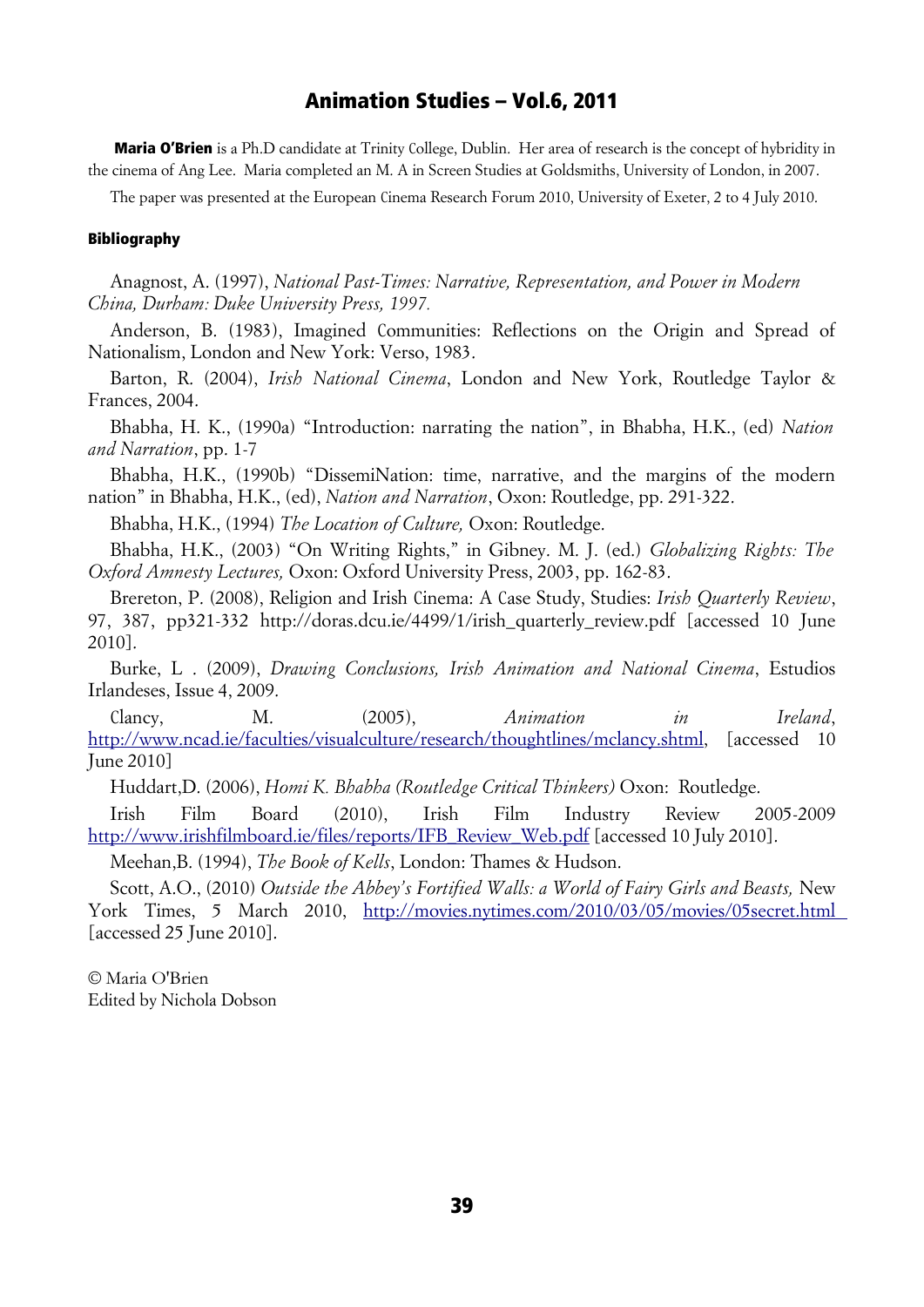**Maria O'Brien** is a Ph.D candidate at Trinity College, Dublin. Her area of research is the concept of hybridity in the cinema of Ang Lee. Maria completed an M. A in Screen Studies at Goldsmiths, University of London, in 2007.

The paper was presented at the European Cinema Research Forum 2010, University of Exeter, 2 to 4 July 2010.

#### Bibliography

Anagnost, A. (1997), *National Past-Times: Narrative, Representation, and Power in Modern China, Durham: Duke University Press, 1997.*

Anderson, B. (1983), Imagined Communities: Reflections on the Origin and Spread of Nationalism, London and New York: Verso, 1983.

Barton, R. (2004), *Irish National Cinema*, London and New York, Routledge Taylor & Frances, 2004.

Bhabha, H. K., (1990a) "Introduction: narrating the nation", in Bhabha, H.K., (ed) *Nation and Narration*, pp. 1-7

Bhabha, H.K., (1990b) "DissemiNation: time, narrative, and the margins of the modern nation" in Bhabha, H.K., (ed), *Nation and Narration*, Oxon: Routledge, pp. 291-322.

Bhabha, H.K., (1994) *The Location of Culture,* Oxon: Routledge.

Bhabha, H.K., (2003) "On Writing Rights," in Gibney. M. J. (ed.) *Globalizing Rights: The Oxford Amnesty Lectures,* Oxon: Oxford University Press, 2003, pp. 162-83.

Brereton, P. (2008), Religion and Irish Cinema: A Case Study, Studies: *Irish Quarterly Review*, 97, 387, pp321-332 http://doras.dcu.ie/4499/1/irish_quarterly_review.pdf [accessed 10 June 2010].

Burke, L . (2009), *Drawing Conclusions, Irish Animation and National Cinema*, Estudios Irlandeses, Issue 4, 2009.

Clancy, M. (2005), *Animation in Ireland*, http://www.ncad.ie/faculties/visualculture/research/thoughtlines/mclancy.shtml, [accessed 10 June 2010]

Huddart,D. (2006), *Homi K. Bhabha (Routledge Critical Thinkers)* Oxon: Routledge.

Irish Film Board (2010), Irish Film Industry Review 2005-2009 http://www.irishfilmboard.ie/files/reports/IFB_Review_Web.pdf [accessed 10 July 2010].

Meehan,B. (1994), *The Book of Kells*, London: Thames & Hudson.

Scott, A.O., (2010) *Outside the Abbey's Fortified Walls: a World of Fairy Girls and Beasts,* New York Times, 5 March 2010, http://movies.nytimes.com/2010/03/05/movies/05secret.html [accessed 25 June 2010].

© Maria O'Brien
Edited by Nichola Dobson